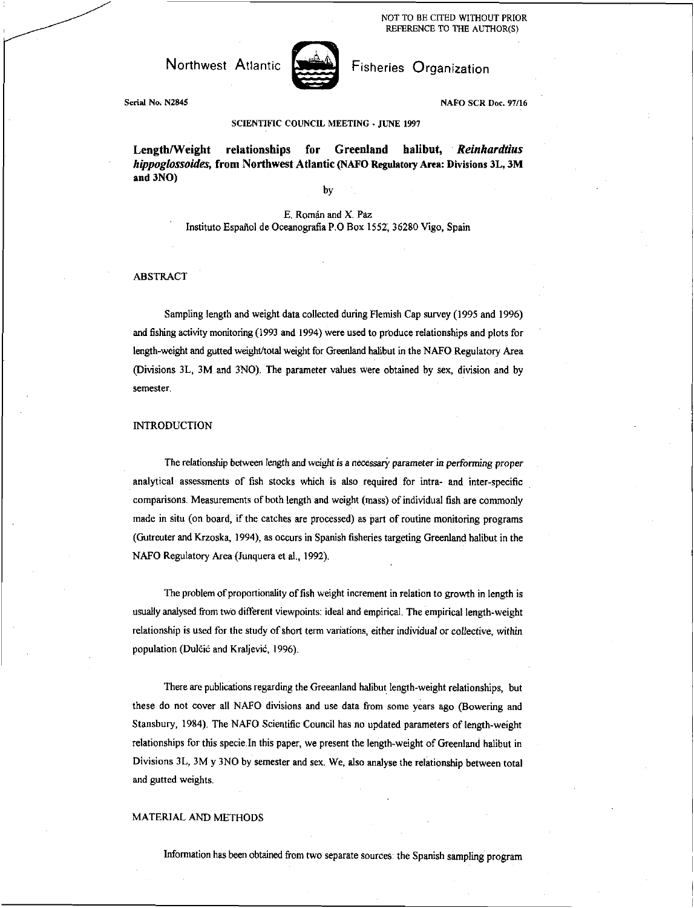NOT TO BE CITED WITHOUT PRIOR REFERENCE TO THE AUTHOR(S)

Northwest Atlantic Fisheries Organization

Serial No. N2845 NAFO SCR Doc. 97/16

SCIENTIFIC COUNCIL MEETING - JUNE 1997

# Length/Weight relationships for Greenland halibut, *Reinhardtius hippoglossoides*, from Northwest Atlantic (NAFO Regulatory Area: Divisions 3L, 3M and 3NO)

by

E. Román and X. Paz
Instituto Español de Oceanografía P.O Box 1552, 36280 Vigo, Spain

## ABSTRACT

Sampling length and weight data collected during Flemish Cap survey (1995 and 1996) and fishing activity monitoring (1993 and 1994) were used to produce relationships and plots for length-weight and gutted weight/total weight for Greenland halibut in the NAFO Regulatory Area (Divisions 3L, 3M and 3NO). The parameter values were obtained by sex, division and by semester.

## INTRODUCTION

The relationship between length and weight is a necessary parameter in performing proper analytical assessments of fish stocks which is also required for intra- and inter-specific comparisons. Measurements of both length and weight (mass) of individual fish are commonly made in situ (on board, if the catches are processed) as part of routine monitoring programs (Gutreuter and Krzoska, 1994), as occurs in Spanish fisheries targeting Greenland halibut in the NAFO Regulatory Area (Junquera et al., 1992).

The problem of proportionality of fish weight increment in relation to growth in length is usually analysed from two different viewpoints: ideal and empirical. The empirical length-weight relationship is used for the study of short term variations, either individual or collective, within population (Dulčić and Kraljević, 1996).

There are publications regarding the Greeanland halibut length-weight relationships, but these do not cover all NAFO divisions and use data from some years ago (Bowering and Stansbury, 1984). The NAFO Scientific Council has no updated parameters of length-weight relationships for this specie.In this paper, we present the length-weight of Greenland halibut in Divisions 3L, 3M y 3NO by semester and sex. We, also analyse the relationship between total and gutted weights.

## MATERIAL AND METHODS

Information has been obtained from two separate sources: the Spanish sampling program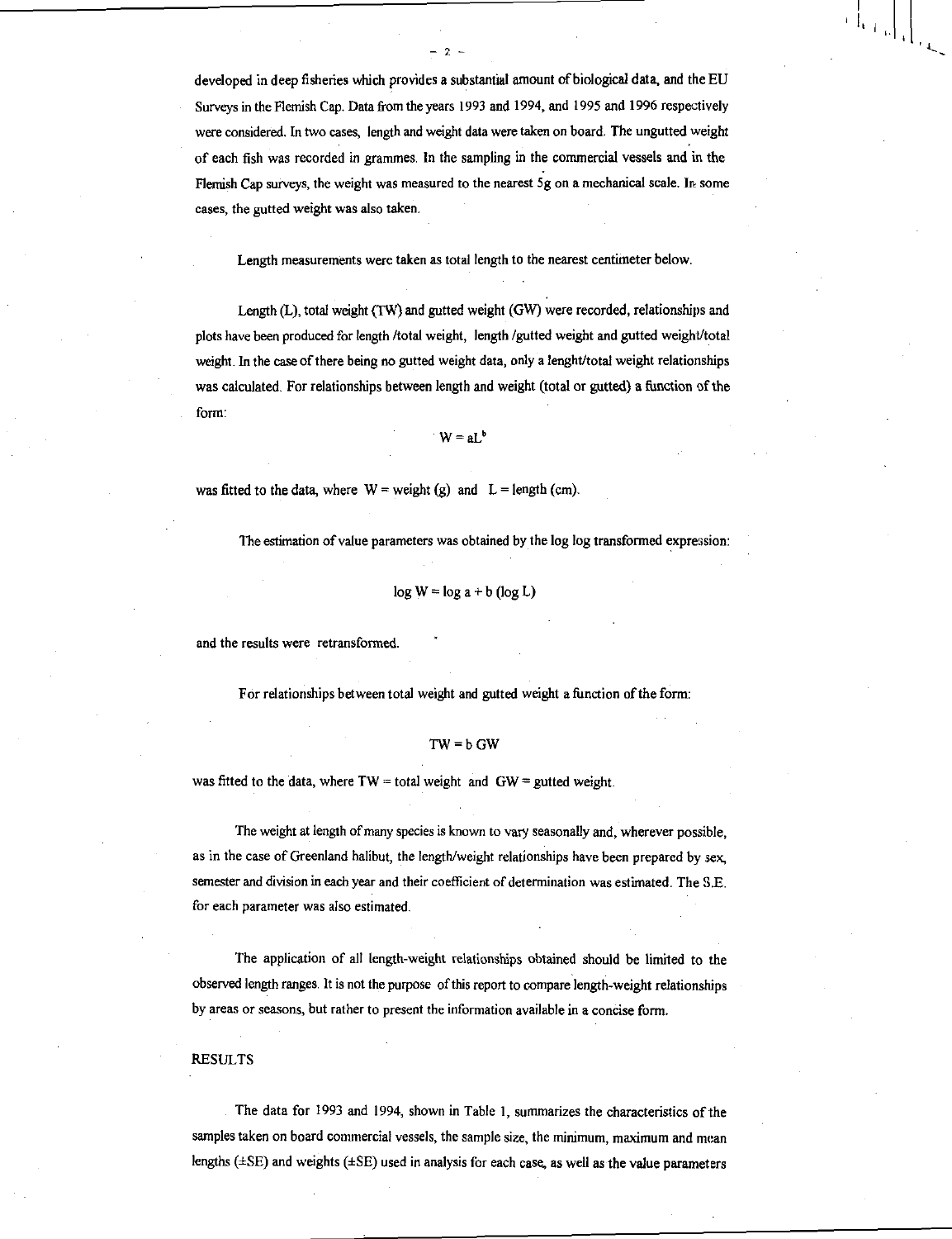developed in deep fisheries which provides a substantial amount of biological data, and the EU Surveys in the Flemish Cap. Data from the years 1993 and 1994, and 1995 and 1996 respectively were considered. In two cases, length and weight data were taken on board. The ungutted weight of each fish was recorded in grammes. In the sampling in the commercial vessels and in the Flemish Cap surveys, the weight was measured to the nearest 5g on a mechanical scale. In some cases, the gutted weight was also taken.

Length measurements were taken as total length to the nearest centimeter below.

Length (L), total weight (TW) and gutted weight (GW) were recorded, relationships and plots have been produced for length /total weight, length /gutted weight and gutted weight/total weight. In the case of there being no gutted weight data, only a lenght/total weight relationships was calculated. For relationships between length and weight (total or gutted) a function of the form:

$$W = aL^b$$

was fitted to the data, where W = weight (g) and L = length (cm).

The estimation of value parameters was obtained by the log log transformed expression:

$$\log W = \log a + b (\log L)$$

and the results were retransformed.

For relationships between total weight and gutted weight a function of the form:

$$TW = b\ GW$$

was fitted to the data, where TW = total weight and GW = gutted weight.

The weight at length of many species is known to vary seasonally and, wherever possible, as in the case of Greenland halibut, the length/weight relationships have been prepared by sex, semester and division in each year and their coefficient of determination was estimated. The S.E. for each parameter was also estimated.

The application of all length-weight relationships obtained should be limited to the observed length ranges. It is not the purpose of this report to compare length-weight relationships by areas or seasons, but rather to present the information available in a concise form.

## RESULTS

The data for 1993 and 1994, shown in Table 1, summarizes the characteristics of the samples taken on board commercial vessels, the sample size, the minimum, maximum and mean lengths (±SE) and weights (±SE) used in analysis for each case, as well as the value parameters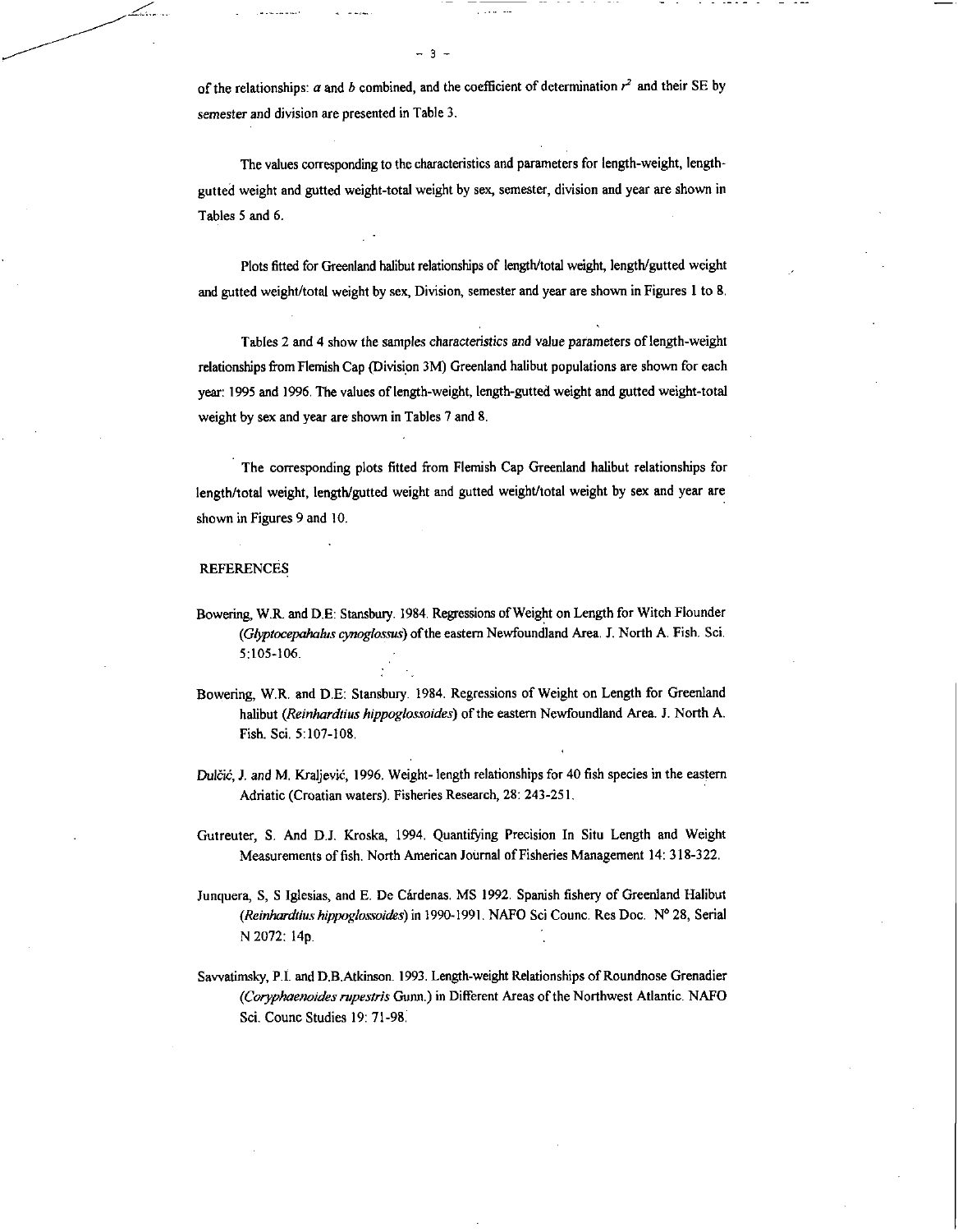of the relationships: $a$ and $b$ combined, and the coefficient of determination $r^2$ and their SE by semester and division are presented in Table 3.

The values corresponding to the characteristics and parameters for length-weight, length-gutted weight and gutted weight-total weight by sex, semester, division and year are shown in Tables 5 and 6.

Plots fitted for Greenland halibut relationships of length/total weight, length/gutted weight and gutted weight/total weight by sex, Division, semester and year are shown in Figures 1 to 8.

Tables 2 and 4 show the samples characteristics and value parameters of length-weight relationships from Flemish Cap (Division 3M) Greenland halibut populations are shown for each year: 1995 and 1996. The values of length-weight, length-gutted weight and gutted weight-total weight by sex and year are shown in Tables 7 and 8.

The corresponding plots fitted from Flemish Cap Greenland halibut relationships for length/total weight, length/gutted weight and gutted weight/total weight by sex and year are shown in Figures 9 and 10.

## REFERENCES

Bowering, W.R. and D.E: Stansbury. 1984. Regressions of Weight on Length for Witch Flounder (*Glyptocepahalus cynoglossus*) of the eastern Newfoundland Area. J. North A. Fish. Sci. 5:105-106.

Bowering, W.R. and D.E: Stansbury. 1984. Regressions of Weight on Length for Greenland halibut (*Reinhardtius hippoglossoides*) of the eastern Newfoundland Area. J. North A. Fish. Sci. 5:107-108.

Dulčić, J. and M. Kraljević, 1996. Weight- length relationships for 40 fish species in the eastern Adriatic (Croatian waters). Fisheries Research, 28: 243-251.

Gutreuter, S. And D.J. Kroska, 1994. Quantifying Precision In Situ Length and Weight Measurements of fish. North American Journal of Fisheries Management 14: 318-322.

Junquera, S, S Iglesias, and E. De Cárdenas. MS 1992. Spanish fishery of Greenland Halibut (*Reinhardtius hippoglossoides*) in 1990-1991. NAFO Sci Counc. Res Doc. N° 28, Serial N 2072: 14p.

Savvatimsky, P.I. and D.B.Atkinson. 1993. Length-weight Relationships of Roundnose Grenadier (*Coryphaenoides rupestris* Gunn.) in Different Areas of the Northwest Atlantic. NAFO Sci. Counc Studies 19: 71-98.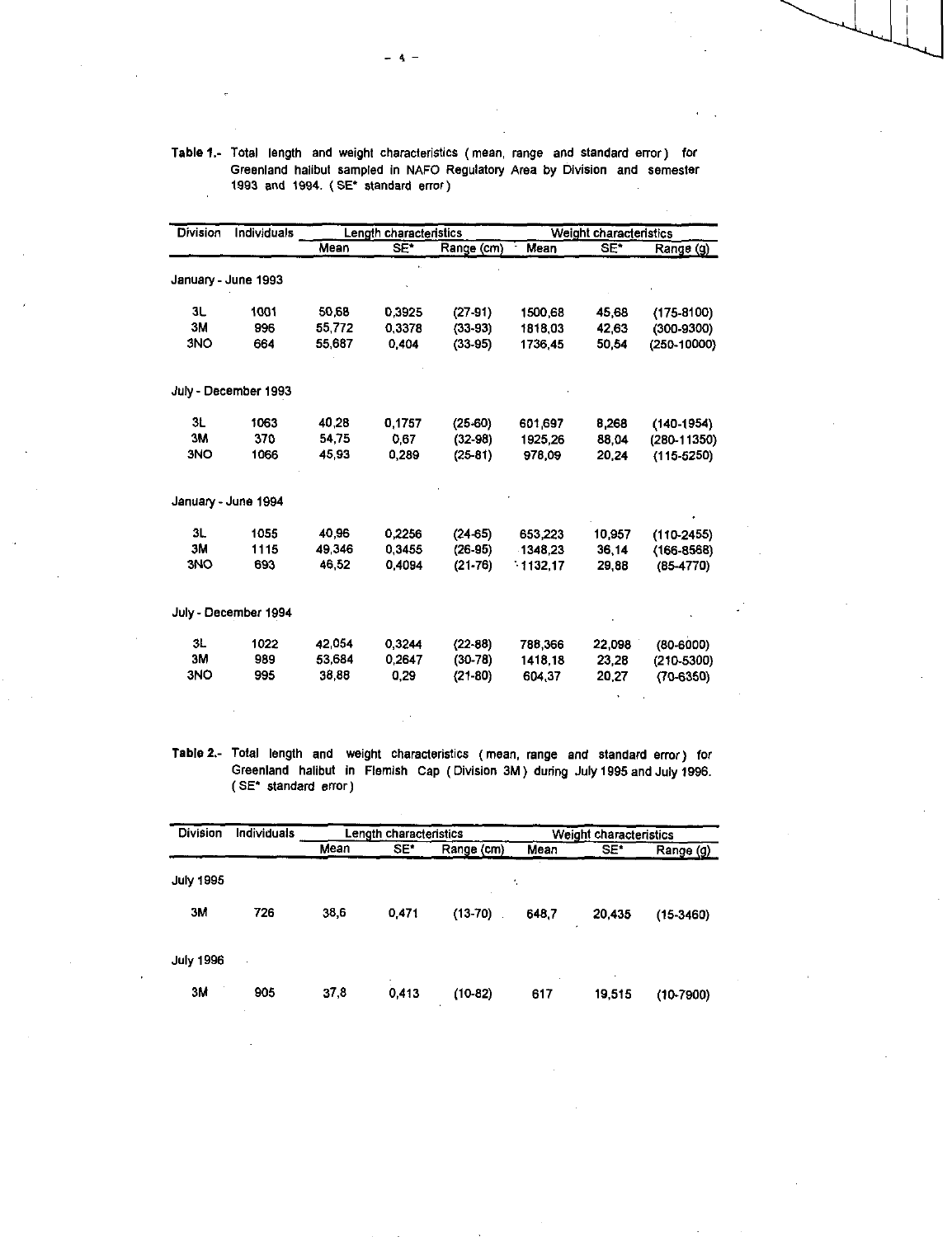**Table 1.-** Total length and weight characteristics ( mean, range and standard error ) for Greenland halibut sampled in NAFO Regulatory Area by Division and semester 1993 and 1994. ( SE* standard error )

| Division | Individuals | Length characteristics | | | Weight characteristics | | |
|---|---|---|---|---|---|---|---|
| | | Mean | SE* | Range (cm) | Mean | SE* | Range (g) |
| January - June 1993 | | | | | | | |
| 3L | 1001 | 50,68 | 0,3925 | (27-91) | 1500,68 | 45,68 | (175-8100) |
| 3M | 996 | 55,772 | 0,3378 | (33-93) | 1818,03 | 42,63 | (300-9300) |
| 3NO | 664 | 55,687 | 0,404 | (33-95) | 1736,45 | 50,54 | (250-10000) |
| July - December 1993 | | | | | | | |
| 3L | 1063 | 40,28 | 0,1757 | (25-60) | 601,697 | 8,268 | (140-1954) |
| 3M | 370 | 54,75 | 0,67 | (32-98) | 1925,26 | 88,04 | (280-11350) |
| 3NO | 1066 | 45,93 | 0,289 | (25-81) | 978,09 | 20,24 | (115-5250) |
| January - June 1994 | | | | | | | |
| 3L | 1055 | 40,96 | 0,2256 | (24-65) | 653,223 | 10,957 | (110-2455) |
| 3M | 1115 | 49,346 | 0,3455 | (26-95) | 1348,23 | 36,14 | (166-8568) |
| 3NO | 693 | 46,52 | 0,4094 | (21-76) | 1132,17 | 29,88 | (85-4770) |
| July - December 1994 | | | | | | | |
| 3L | 1022 | 42,054 | 0,3244 | (22-88) | 788,366 | 22,098 | (80-6000) |
| 3M | 989 | 53,684 | 0,2647 | (30-78) | 1418,18 | 23,28 | (210-5300) |
| 3NO | 995 | 38,88 | 0,29 | (21-80) | 604,37 | 20,27 | (70-6350) |

**Table 2.-** Total length and weight characteristics ( mean, range and standard error ) for Greenland halibut in Flemish Cap ( Division 3M ) during July 1995 and July 1996. ( SE* standard error )

| Division | Individuals | Length characteristics | | | Weight characteristics | | |
|---|---|---|---|---|---|---|---|
| | | Mean | SE* | Range (cm) | Mean | SE* | Range (g) |
| July 1995 | | | | | | | |
| 3M | 726 | 38,6 | 0,471 | (13-70) | 648,7 | 20,435 | (15-3460) |
| July 1996 | | | | | | | |
| 3M | 905 | 37,8 | 0,413 | (10-82) | 617 | 19,515 | (10-7900) |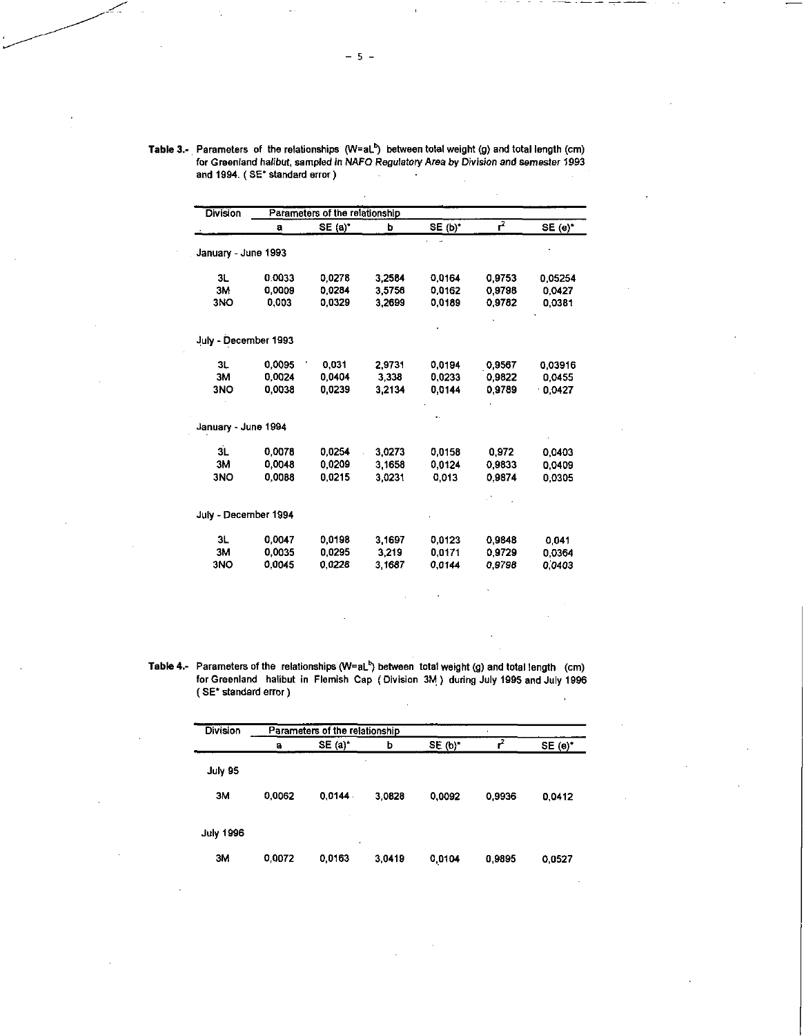**Table 3.-** Parameters of the relationships ($W=aL^b$) between total weight (g) and total length (cm) for Greenland halibut, sampled in NAFO Regulatory Area by Division and semester 1993 and 1994. ( SE* standard error )

| Division | Parameters of the relationship | | | | | |
|---|---|---|---|---|---|---|
| | a | SE (a)* | b | SE (b)* | $r^2$ | SE (e)* |
| January - June 1993 | | | | | | |
| 3L | 0.0033 | 0,0278 | 3,2584 | 0,0164 | 0,9753 | 0,05254 |
| 3M | 0,0009 | 0,0284 | 3,5756 | 0,0162 | 0,9798 | 0,0427 |
| 3NO | 0,003 | 0,0329 | 3,2699 | 0,0189 | 0,9782 | 0,0381 |
| July - December 1993 | | | | | | |
| 3L | 0,0095 | 0,031 | 2,9731 | 0,0194 | 0,9567 | 0,03916 |
| 3M | 0,0024 | 0,0404 | 3,338 | 0,0233 | 0,9822 | 0,0455 |
| 3NO | 0,0038 | 0,0239 | 3,2134 | 0,0144 | 0,9789 | 0,0427 |
| January - June 1994 | | | | | | |
| 3L | 0,0078 | 0,0254 | 3,0273 | 0,0158 | 0,972 | 0,0403 |
| 3M | 0,0048 | 0,0209 | 3,1658 | 0,0124 | 0,9833 | 0,0409 |
| 3NO | 0,0088 | 0,0215 | 3,0231 | 0,013 | 0,9874 | 0,0305 |
| July - December 1994 | | | | | | |
| 3L | 0,0047 | 0,0198 | 3,1697 | 0,0123 | 0,9848 | 0,041 |
| 3M | 0,0035 | 0,0295 | 3,219 | 0,0171 | 0,9729 | 0,0364 |
| 3NO | 0,0045 | 0,0228 | 3,1687 | 0,0144 | 0,9798 | 0,0403 |

**Table 4.-** Parameters of the relationships ($W=aL^b$) between total weight (g) and total length (cm) for Greenland halibut in Flemish Cap ( Division 3M ) during July 1995 and July 1996 ( SE* standard error )

| Division | Parameters of the relationship | | | | | |
|---|---|---|---|---|---|---|
| | a | SE (a)* | b | SE (b)* | $r^2$ | SE (e)* |
| July 95 | | | | | | |
| 3M | 0,0062 | 0,0144 | 3,0828 | 0,0092 | 0,9936 | 0,0412 |
| July 1996 | | | | | | |
| 3M | 0,0072 | 0,0163 | 3,0419 | 0,0104 | 0,9895 | 0,0527 |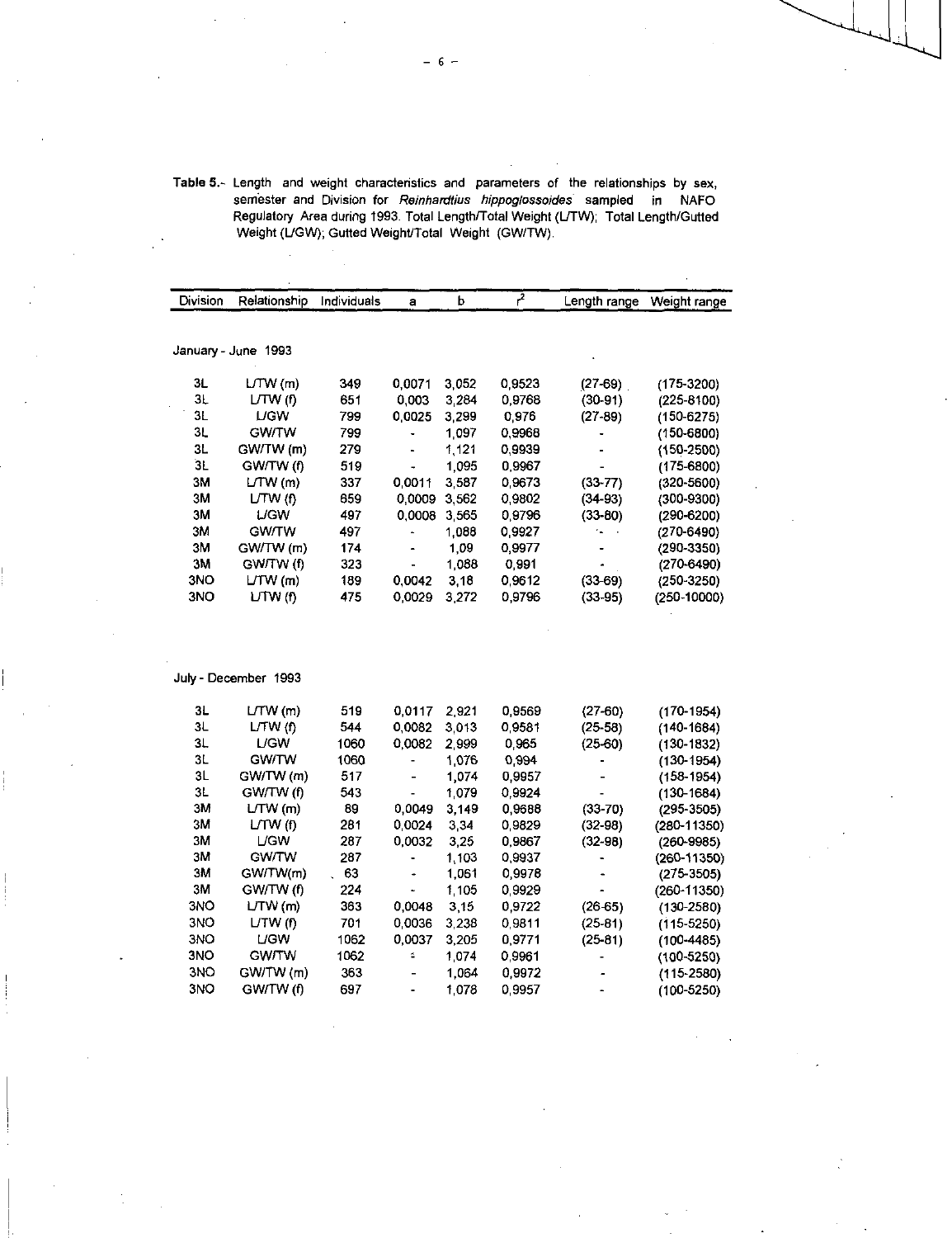**Table 5.**- Length and weight characteristics and parameters of the relationships by sex, semester and Division for *Reinhardtius hippoglossoides* sampled in NAFO Regulatory Area during 1993. Total Length/Total Weight (L/TW); Total Length/Gutted Weight (L/GW); Gutted Weight/Total Weight (GW/TW).

| Division | Relationship | Individuals | a | b | $r^2$ | Length range | Weight range |
|---|---|---|---|---|---|---|---|
| **January - June 1993** | | | | | | | |
| 3L | L/TW (m) | 349 | 0,0071 | 3,052 | 0,9523 | (27-69) | (175-3200) |
| 3L | L/TW (f) | 651 | 0,003 | 3,284 | 0,9768 | (30-91) | (225-8100) |
| 3L | L/GW | 799 | 0,0025 | 3,299 | 0,976 | (27-89) | (150-6275) |
| 3L | GW/TW | 799 | - | 1,097 | 0,9968 | - | (150-6800) |
| 3L | GW/TW (m) | 279 | - | 1,121 | 0,9939 | - | (150-2500) |
| 3L | GW/TW (f) | 519 | - | 1,095 | 0,9967 | - | (175-6800) |
| 3M | L/TW (m) | 337 | 0,0011 | 3,587 | 0,9673 | (33-77) | (320-5600) |
| 3M | L/TW (f) | 659 | 0,0009 | 3,562 | 0,9802 | (34-93) | (300-9300) |
| 3M | L/GW | 497 | 0,0008 | 3,565 | 0,9796 | (33-80) | (290-6200) |
| 3M | GW/TW | 497 | - | 1,088 | 0,9927 | - | (270-6490) |
| 3M | GW/TW (m) | 174 | - | 1,09 | 0,9977 | - | (290-3350) |
| 3M | GW/TW (f) | 323 | - | 1,088 | 0,991 | - | (270-6490) |
| 3NO | L/TW (m) | 189 | 0,0042 | 3,18 | 0,9612 | (33-69) | (250-3250) |
| 3NO | L/TW (f) | 475 | 0,0029 | 3,272 | 0,9796 | (33-95) | (250-10000) |
| **July - December 1993** | | | | | | | |
| 3L | L/TW (m) | 519 | 0,0117 | 2,921 | 0,9569 | (27-60) | (170-1954) |
| 3L | L/TW (f) | 544 | 0,0082 | 3,013 | 0,9581 | (25-58) | (140-1684) |
| 3L | L/GW | 1060 | 0,0082 | 2,999 | 0,965 | (25-60) | (130-1832) |
| 3L | GW/TW | 1060 | - | 1,076 | 0,994 | - | (130-1954) |
| 3L | GW/TW (m) | 517 | - | 1,074 | 0,9957 | - | (158-1954) |
| 3L | GW/TW (f) | 543 | - | 1,079 | 0,9924 | - | (130-1684) |
| 3M | L/TW (m) | 89 | 0,0049 | 3,149 | 0,9688 | (33-70) | (295-3505) |
| 3M | L/TW (f) | 281 | 0,0024 | 3,34 | 0,9829 | (32-98) | (280-11350) |
| 3M | L/GW | 287 | 0,0032 | 3,25 | 0,9867 | (32-98) | (260-9985) |
| 3M | GW/TW | 287 | - | 1,103 | 0,9937 | - | (260-11350) |
| 3M | GW/TW(m) | 63 | - | 1,061 | 0,9978 | - | (275-3505) |
| 3M | GW/TW (f) | 224 | - | 1,105 | 0,9929 | - | (260-11350) |
| 3NO | L/TW (m) | 363 | 0,0048 | 3,15 | 0,9722 | (26-65) | (130-2580) |
| 3NO | L/TW (f) | 701 | 0,0036 | 3,238 | 0,9811 | (25-81) | (115-5250) |
| 3NO | L/GW | 1062 | 0,0037 | 3,205 | 0,9771 | (25-81) | (100-4485) |
| 3NO | GW/TW | 1062 | - | 1,074 | 0,9961 | - | (100-5250) |
| 3NO | GW/TW (m) | 363 | - | 1,064 | 0,9972 | - | (115-2580) |
| 3NO | GW/TW (f) | 697 | - | 1,078 | 0,9957 | - | (100-5250) |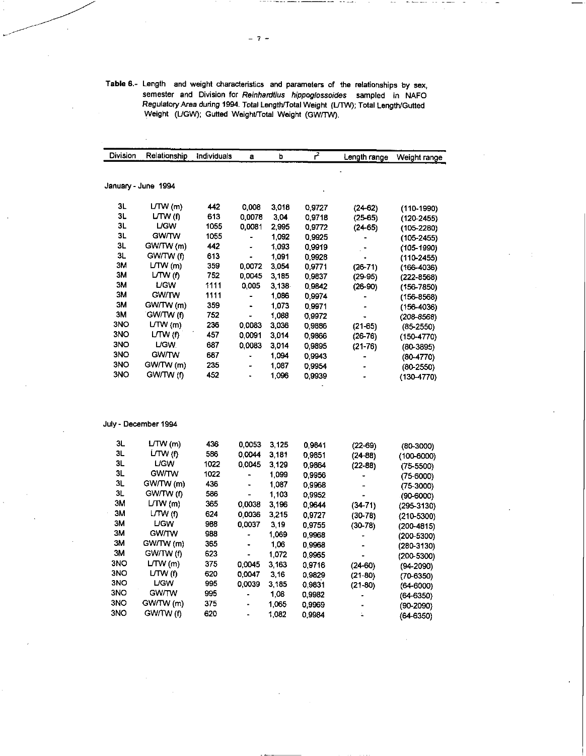**Table 6.-** Length and weight characteristics and parameters of the relationships by sex, semester and Division for *Reinhardtius hippoglossoides* sampled in NAFO Regulatory Area during 1994. Total Length/Total Weight (L/TW); Total Length/Gutted Weight (L/GW); Gutted Weight/Total Weight (GW/TW).

| Division | Relationship | Individuals | a | b | $r^2$ | Length range | Weight range |
|---|---|---|---|---|---|---|---|
| **January - June 1994** | | | | | | | |
| 3L | L/TW (m) | 442 | 0,008 | 3,018 | 0,9727 | (24-62) | (110-1990) |
| 3L | L/TW (f) | 613 | 0,0078 | 3,04 | 0,9718 | (25-65) | (120-2455) |
| 3L | L/GW | 1055 | 0,0081 | 2,995 | 0,9772 | (24-65) | (105-2280) |
| 3L | GW/TW | 1055 | - | 1,092 | 0,9925 | - | (105-2455) |
| 3L | GW/TW (m) | 442 | - | 1,093 | 0,9919 | - | (105-1990) |
| 3L | GW/TW (f) | 613 | - | 1,091 | 0,9928 | - | (110-2455) |
| 3M | L/TW (m) | 359 | 0,0072 | 3,054 | 0,9771 | (26-71) | (166-4036) |
| 3M | L/TW (f) | 752 | 0,0045 | 3,185 | 0,9837 | (29-95) | (222-8568) |
| 3M | L/GW | 1111 | 0,005 | 3,138 | 0,9842 | (26-90) | (156-7850) |
| 3M | GW/TW | 1111 | - | 1,086 | 0,9974 | - | (156-8568) |
| 3M | GW/TW (m) | 359 | - | 1,073 | 0,9971 | - | (156-4036) |
| 3M | GW/TW (f) | 752 | - | 1,088 | 0,9972 | - | (208-8568) |
| 3NO | L/TW (m) | 236 | 0,0083 | 3,036 | 0,9886 | (21-65) | (85-2550) |
| 3NO | L/TW (f) | 457 | 0,0091 | 3,014 | 0,9866 | (26-76) | (150-4770) |
| 3NO | L/GW | 687 | 0,0083 | 3,014 | 0,9895 | (21-76) | (80-3895) |
| 3NO | GW/TW | 687 | - | 1,094 | 0,9943 | - | (80-4770) |
| 3NO | GW/TW (m) | 235 | - | 1,087 | 0,9954 | - | (80-2550) |
| 3NO | GW/TW (f) | 452 | - | 1,096 | 0,9939 | - | (130-4770) |
| **July - December 1994** | | | | | | | |
| 3L | L/TW (m) | 436 | 0,0053 | 3,125 | 0,9841 | (22-69) | (80-3000) |
| 3L | L/TW (f) | 586 | 0,0044 | 3,181 | 0,9851 | (24-88) | (100-6000) |
| 3L | L/GW | 1022 | 0,0045 | 3,129 | 0,9864 | (22-88) | (75-5500) |
| 3L | GW/TW | 1022 | - | 1,099 | 0,9956 | - | (75-6000) |
| 3L | GW/TW (m) | 436 | - | 1,087 | 0,9968 | - | (75-3000) |
| 3L | GW/TW (f) | 586 | - | 1,103 | 0,9952 | - | (90-6000) |
| 3M | L/TW (m) | 365 | 0,0038 | 3,196 | 0,9644 | (34-71) | (295-3130) |
| 3M | L/TW (f) | 624 | 0,0036 | 3,215 | 0,9727 | (30-78) | (210-5300) |
| 3M | L/GW | 988 | 0,0037 | 3,19 | 0,9755 | (30-78) | (200-4815) |
| 3M | GW/TW | 988 | - | 1,069 | 0,9968 | - | (200-5300) |
| 3M | GW/TW (m) | 365 | - | 1,06 | 0,9968 | - | (280-3130) |
| 3M | GW/TW (f) | 623 | - | 1,072 | 0,9965 | - | (200-5300) |
| 3NO | L/TW (m) | 375 | 0,0045 | 3,163 | 0,9716 | (24-60) | (94-2090) |
| 3NO | L/TW (f) | 620 | 0,0047 | 3,16 | 0,9829 | (21-80) | (70-6350) |
| 3NO | L/GW | 995 | 0,0039 | 3,185 | 0,9831 | (21-80) | (64-6000) |
| 3NO | GW/TW | 995 | - | 1,08 | 0,9982 | - | (64-6350) |
| 3NO | GW/TW (m) | 375 | - | 1,065 | 0,9969 | - | (90-2090) |
| 3NO | GW/TW (f) | 620 | - | 1,082 | 0,9984 | - | (64-6350) |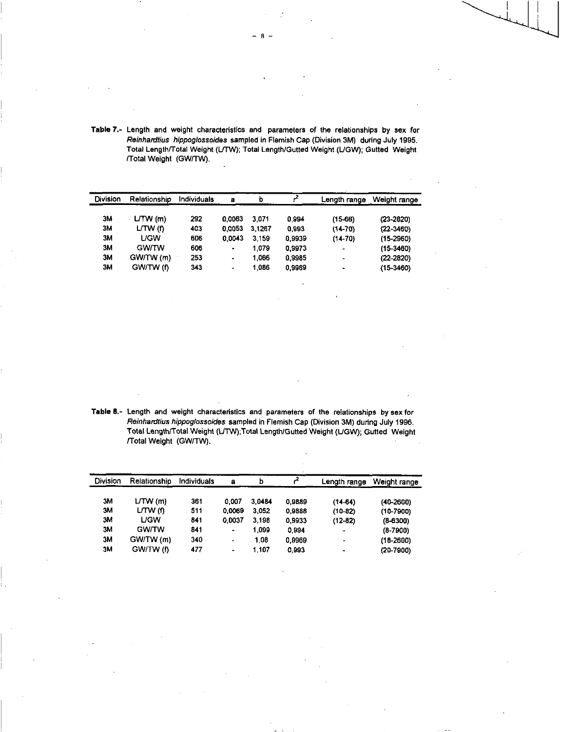**Table 7.-** Length and weight characteristics and parameters of the relationships by sex for *Reinhardtius hippoglossoides* sampled in Flemish Cap (Division 3M) during July 1995. Total Length/Total Weight (L/TW); Total Length/Gutted Weight (L/GW); Gutted Weight /Total Weight (GW/TW).

| Division | Relationship | Individuals | a | b | $r^2$ | Length range | Weight range |
|---|---|---|---|---|---|---|---|
| 3M | L/TW (m) | 292 | 0,0063 | 3,071 | 0,994 | (15-66) | (23-2820) |
| 3M | L/TW (f) | 403 | 0,0053 | 3,1267 | 0,993 | (14-70) | (22-3460) |
| 3M | L/GW | 606 | 0,0043 | 3,159 | 0,9939 | (14-70) | (15-2960) |
| 3M | GW/TW | 606 | - | 1,079 | 0,9973 | - | (15-3460) |
| 3M | GW/TW (m) | 253 | - | 1,066 | 0,9985 | - | (22-2820) |
| 3M | GW/TW (f) | 343 | - | 1,086 | 0,9969 | - | (15-3460) |

**Table 8.-** Length and weight characteristics and parameters of the relationships by sex for *Reinhardtius hippoglossoides* sampled in Flemish Cap (Division 3M) during July 1996. Total Length/Total Weight (L/TW);Total Length/Gutted Weight (L/GW); Gutted Weight /Total Weight (GW/TW).

| Division | Relationship | Individuals | a | b | $r^2$ | Length range | Weight range |
|---|---|---|---|---|---|---|---|
| 3M | L/TW (m) | 361 | 0,007 | 3,0484 | 0,9889 | (14-64) | (40-2600) |
| 3M | L/TW (f) | 511 | 0,0069 | 3,052 | 0,9888 | (10-82) | (10-7900) |
| 3M | L/GW | 841 | 0,0037 | 3,198 | 0,9933 | (12-82) | (8-6300) |
| 3M | GW/TW | 841 | - | 1,099 | 0,994 | - | (8-7900) |
| 3M | GW/TW (m) | 340 | - | 1,08 | 0,9969 | - | (18-2600) |
| 3M | GW/TW (f) | 477 | - | 1,107 | 0,993 | - | (20-7900) |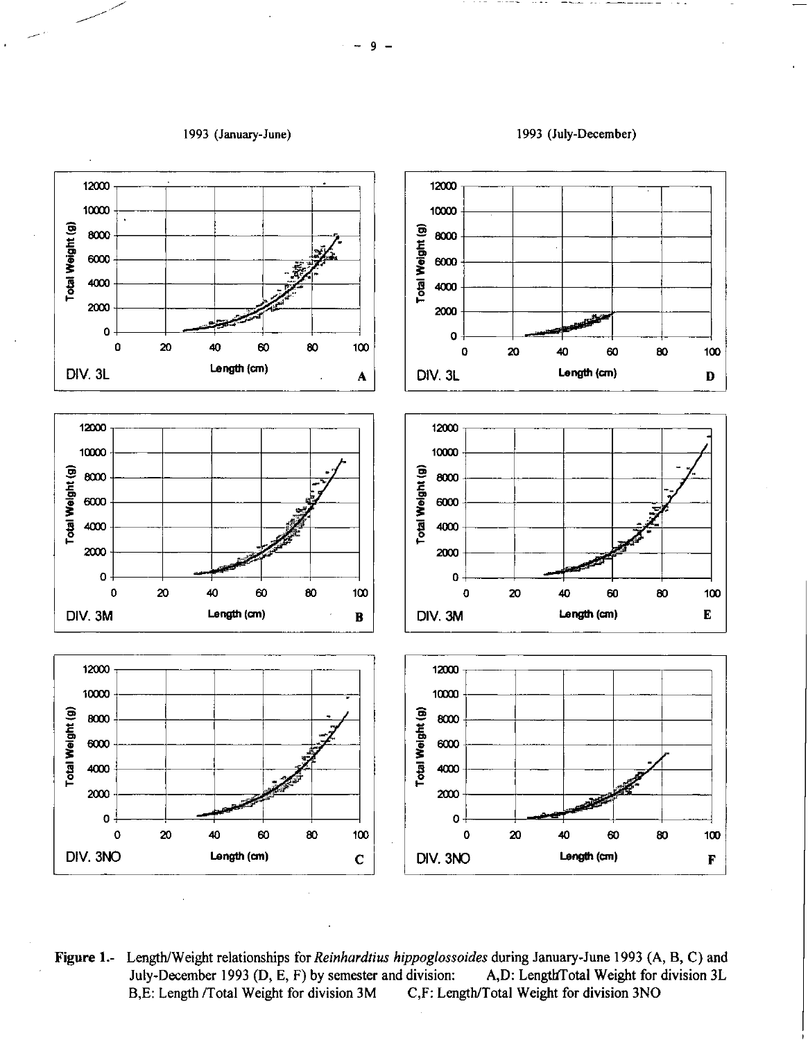1993 (January-June)

1993 (July-December)

**Figure 1.-** Length/Weight relationships for *Reinhardtius hippoglossoides* during January-June 1993 (A, B, C) and July-December 1993 (D, E, F) by semester and division: A,D: Length/Total Weight for division 3L B,E: Length /Total Weight for division 3M C,F: Length/Total Weight for division 3NO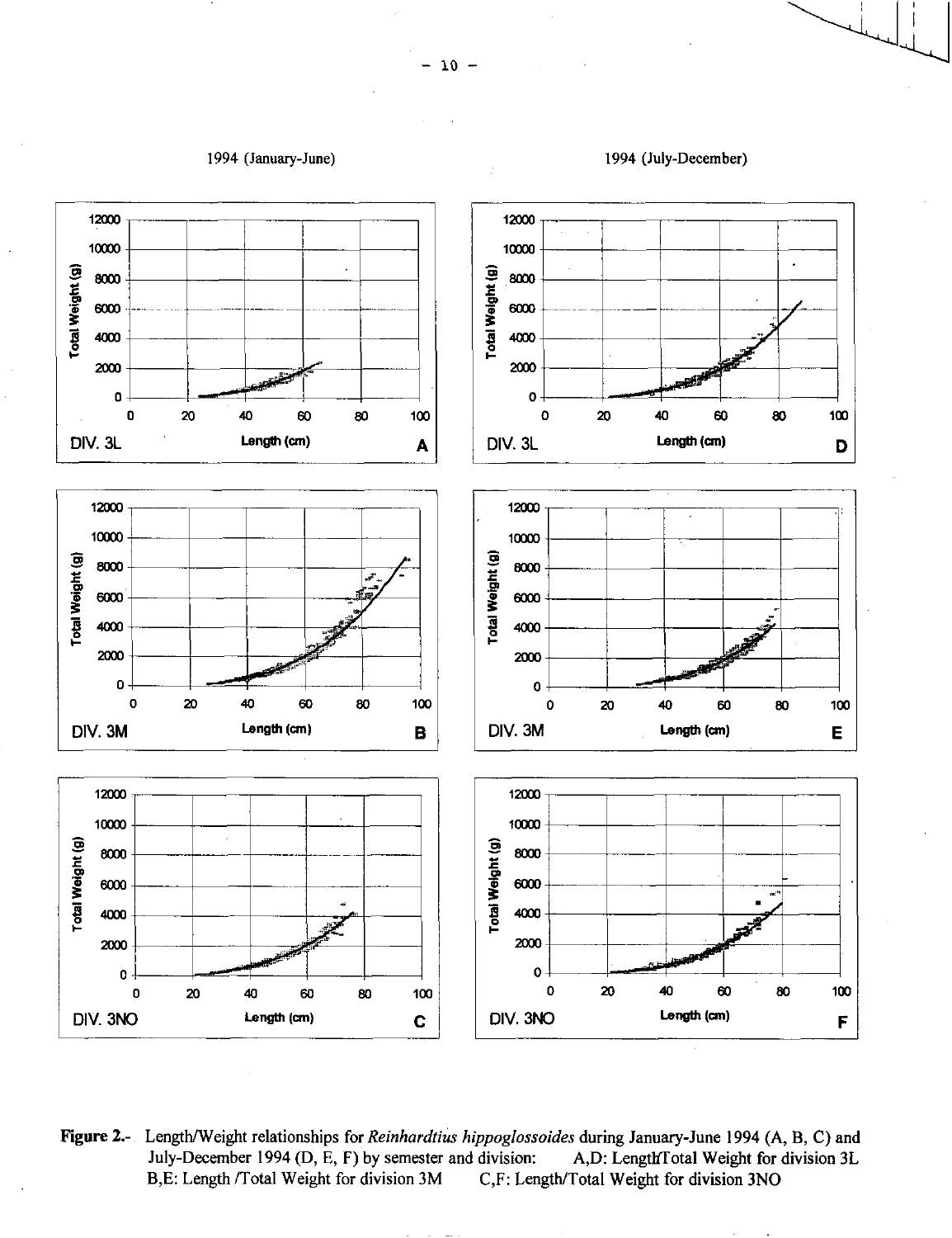1994 (January-June)

1994 (July-December)

**Figure 2.-** Length/Weight relationships for *Reinhardtius hippoglossoides* during January-June 1994 (A, B, C) and July-December 1994 (D, E, F) by semester and division: A,D: Length/Total Weight for division 3L B,E: Length /Total Weight for division 3M C,F: Length/Total Weight for division 3NO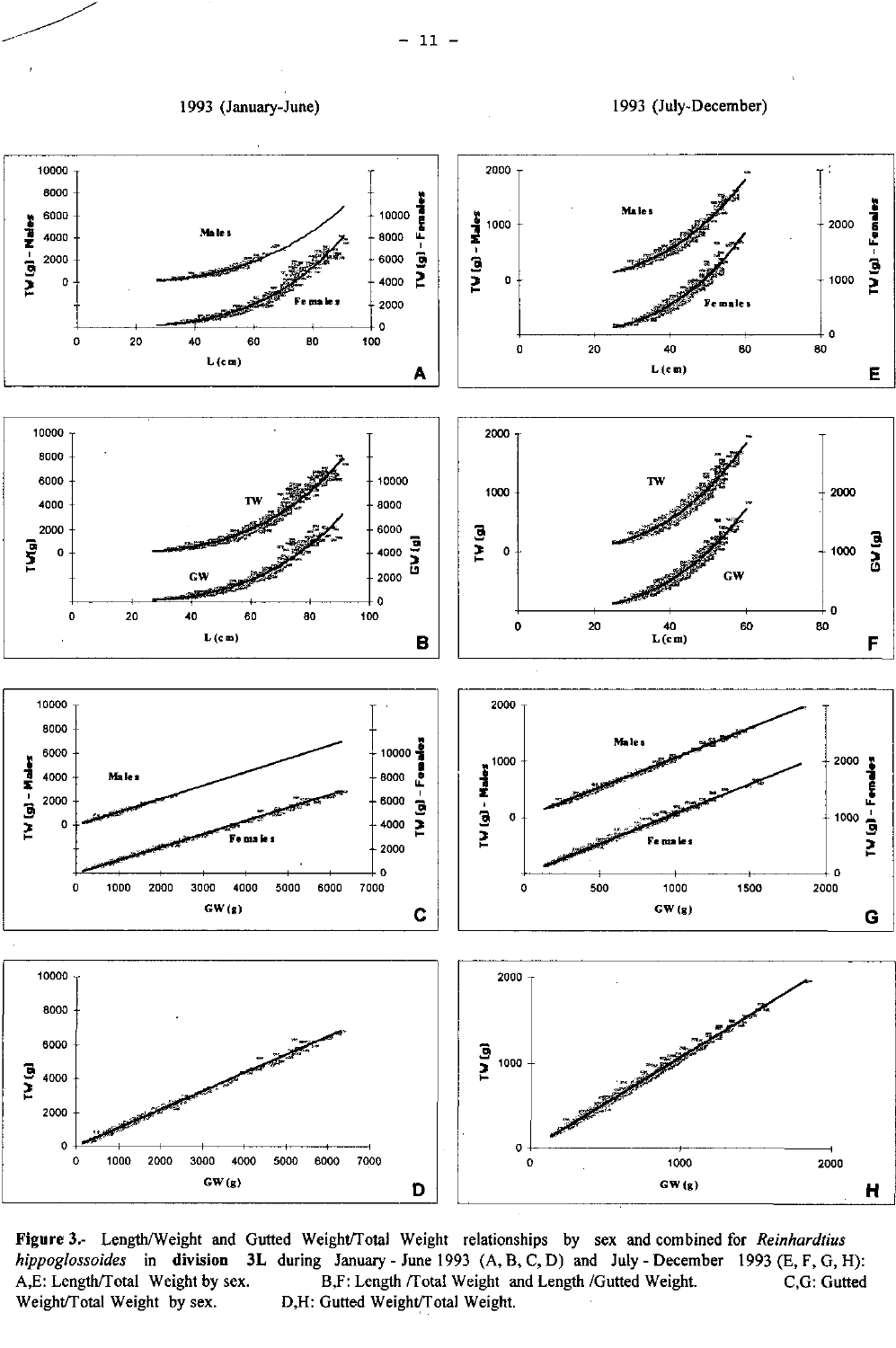1993 (January-June)

1993 (July-December)

**Figure 3.-** Length/Weight and Gutted Weight/Total Weight relationships by sex and combined for *Reinhardtius hippoglossoides* in **division 3L** during January - June 1993 (A, B, C, D) and July - December 1993 (E, F, G, H): A,E: Length/Total Weight by sex. B,F: Length /Total Weight and Length /Gutted Weight. C,G: Gutted Weight/Total Weight by sex. D,H: Gutted Weight/Total Weight.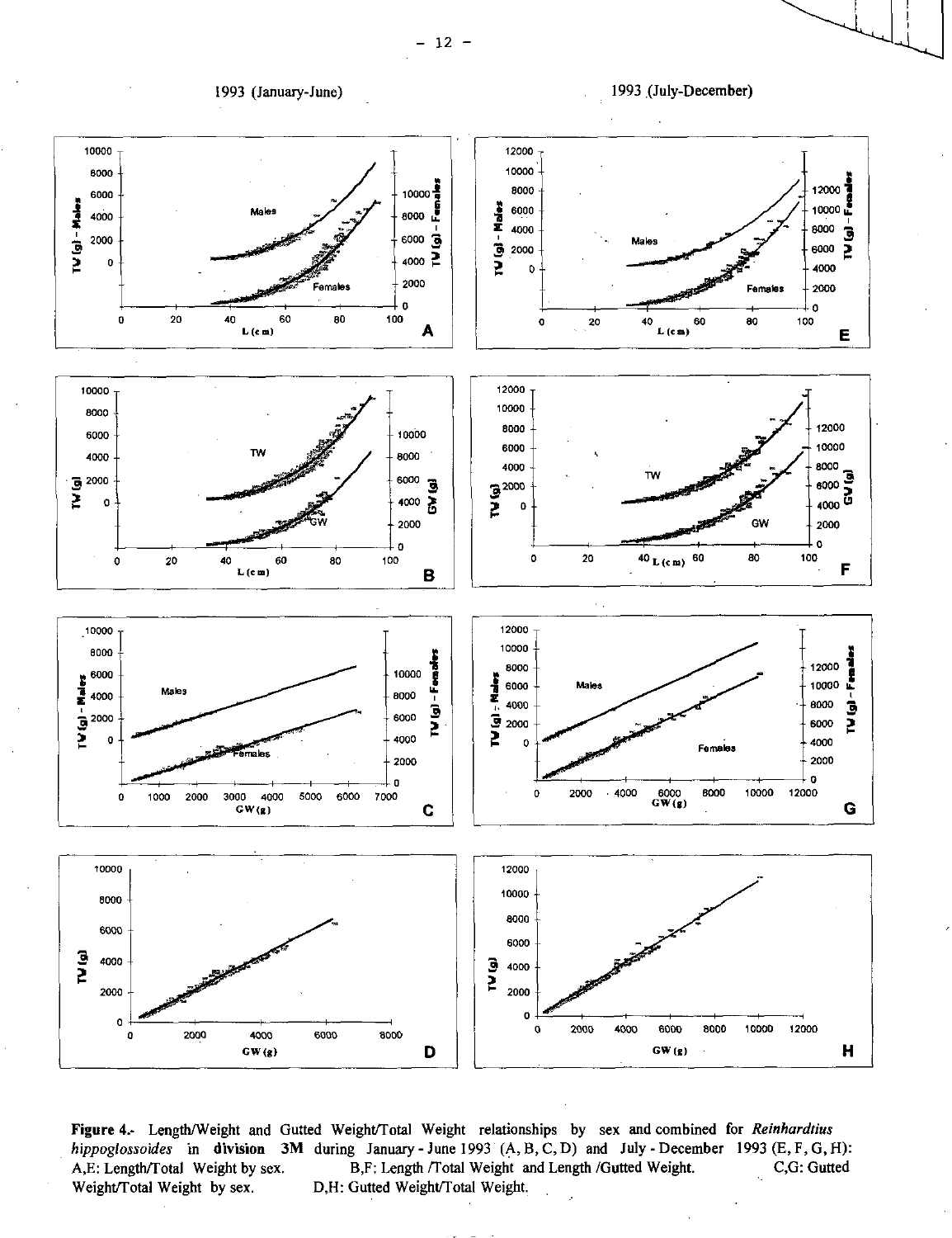1993 (January-June)

1993 (July-December)

**Figure 4.-** Length/Weight and Gutted Weight/Total Weight relationships by sex and combined for *Reinhardtius hippoglossoides* in **division 3M** during January - June 1993 (A, B, C, D) and July - December 1993 (E, F, G, H):
A,E: Length/Total Weight by sex. B,F: Length /Total Weight and Length /Gutted Weight. C,G: Gutted Weight/Total Weight by sex. D,H: Gutted Weight/Total Weight.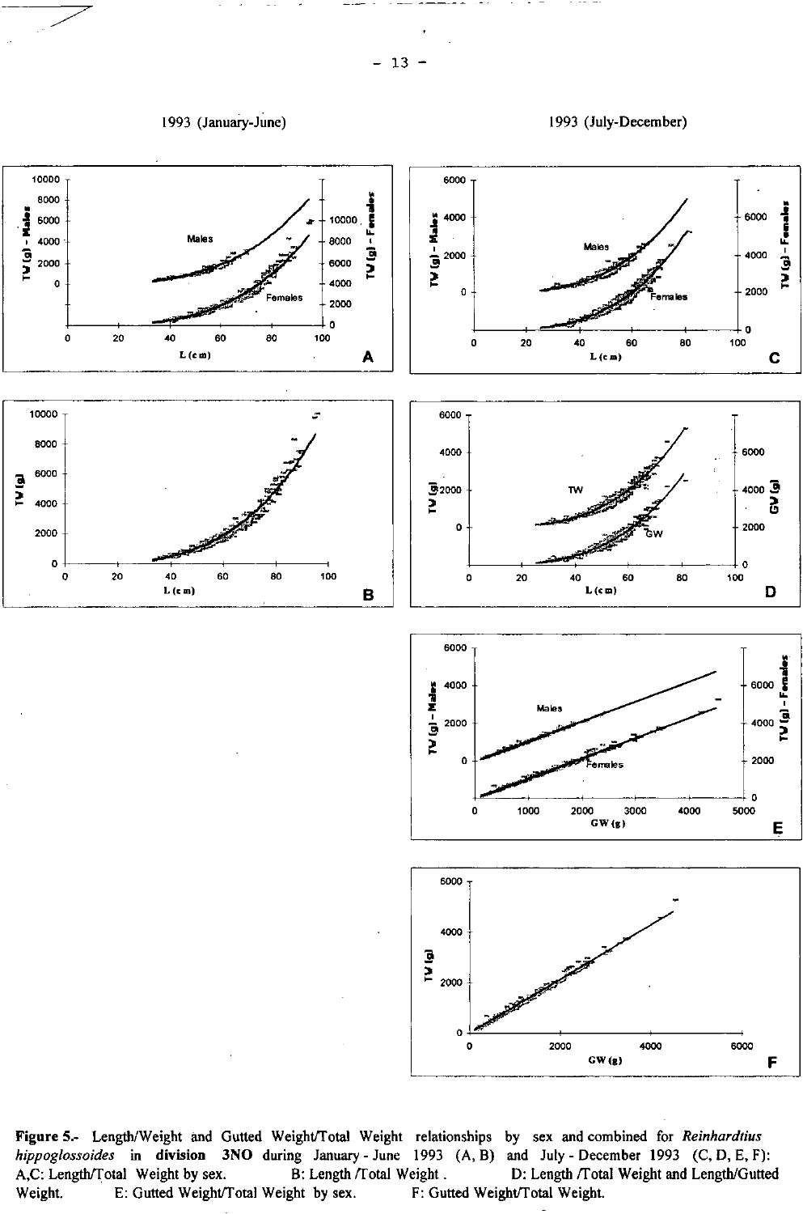1993 (January-June)

1993 (July-December)

**Figure 5.-** Length/Weight and Gutted Weight/Total Weight relationships by sex and combined for *Reinhardtius hippoglossoides* in **division 3NO** during January - June 1993 (A, B) and July - December 1993 (C, D, E, F): A,C: Length/Total Weight by sex. B: Length /Total Weight . D: Length /Total Weight and Length/Gutted Weight. E: Gutted Weight/Total Weight by sex. F: Gutted Weight/Total Weight.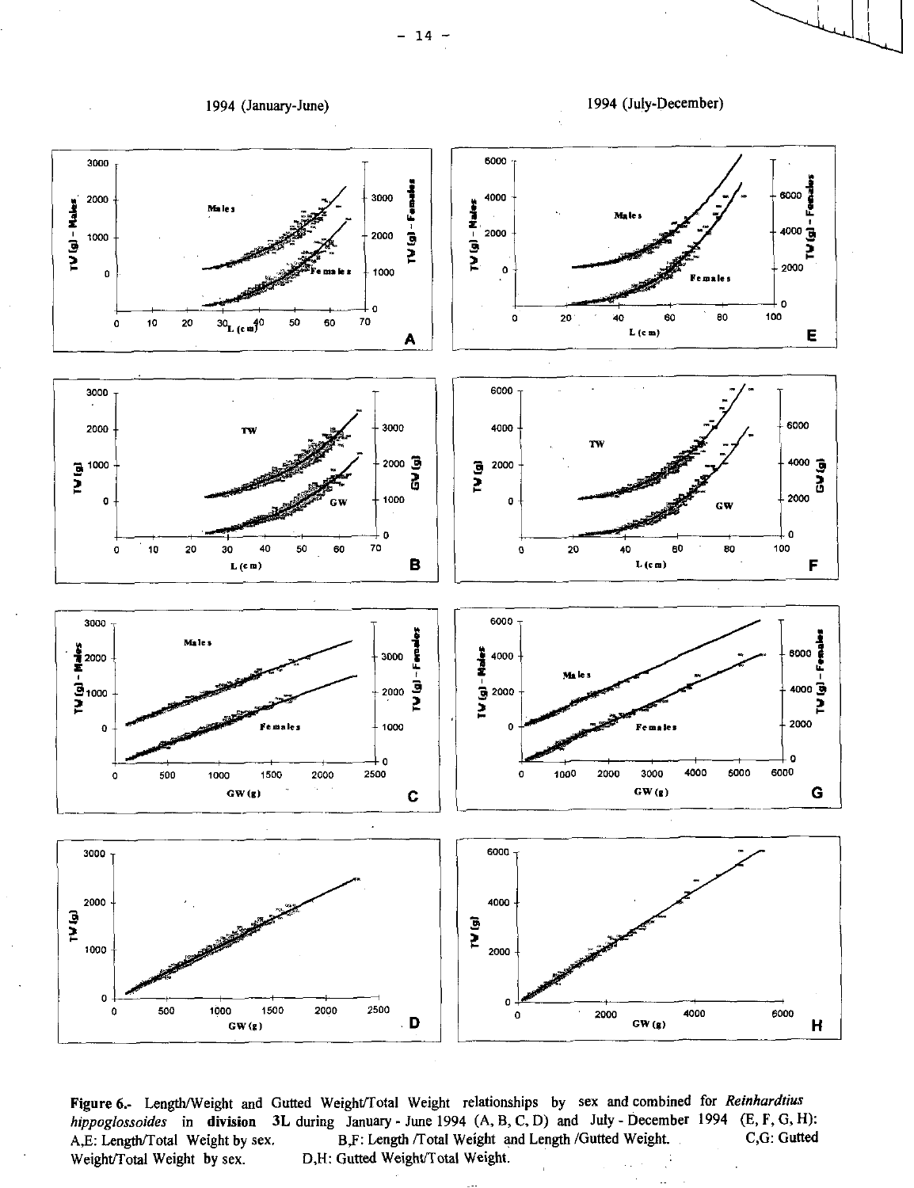1994 (January-June)

1994 (July-December)

**Figure 6.-** Length/Weight and Gutted Weight/Total Weight relationships by sex and combined for *Reinhardtius hippoglossoides* in **division** **3L** during January - June 1994 (A, B, C, D) and July - December 1994 (E, F, G, H): A,E: Length/Total Weight by sex. B,F: Length /Total Weight and Length /Gutted Weight. C,G: Gutted Weight/Total Weight by sex. D,H: Gutted Weight/Total Weight.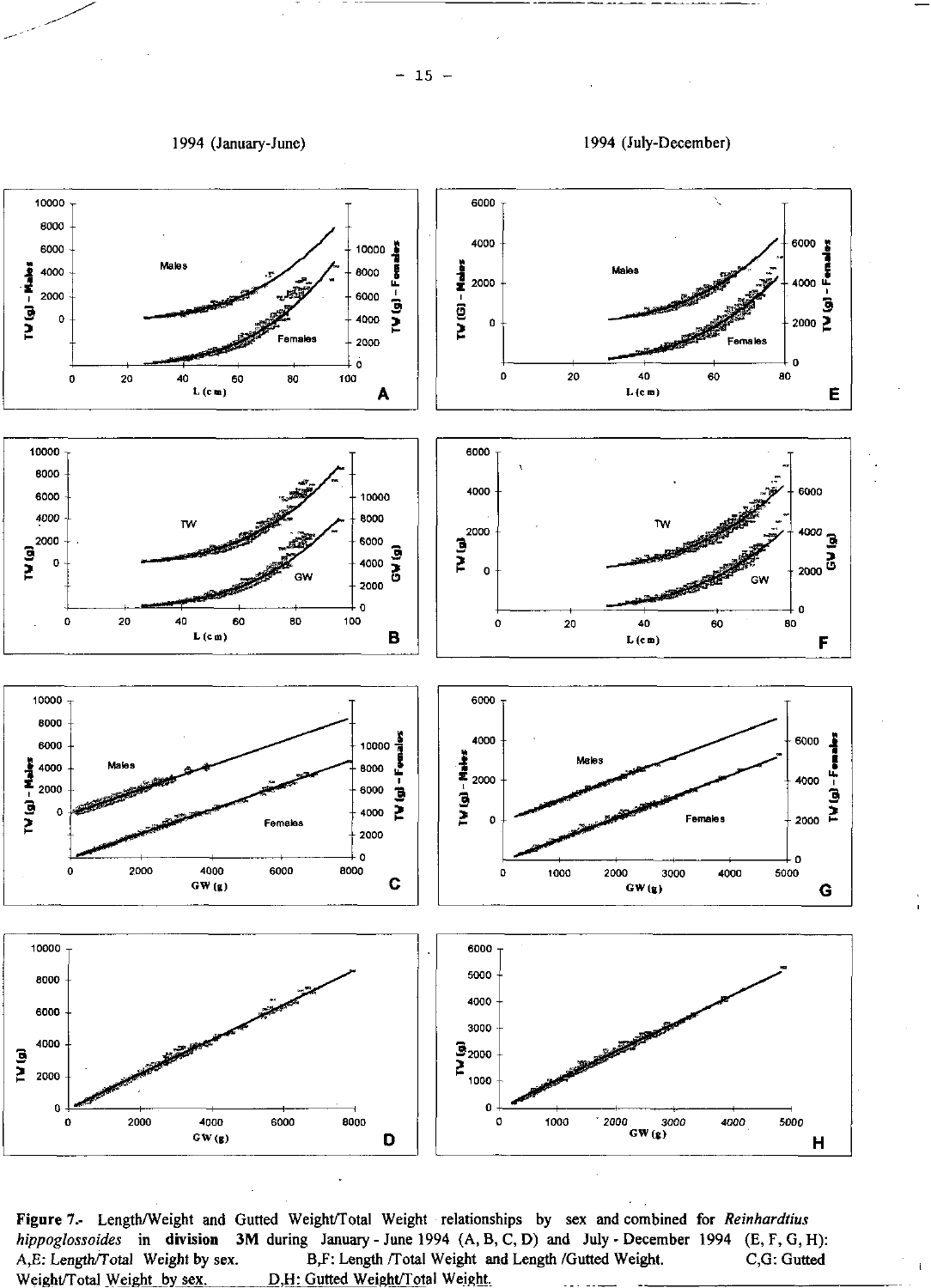1994 (January-June)

1994 (July-December)

**Figure 7.-** Length/Weight and Gutted Weight/Total Weight relationships by sex and combined for *Reinhardtius hippoglossoides* in **division 3M** during January - June 1994 (A, B, C, D) and July - December 1994 (E, F, G, H): A,E: Length/Total Weight by sex. B,F: Length /Total Weight and Length /Gutted Weight. C,G: Gutted Weight/Total Weight by sex. D,H: Gutted Weight/Total Weight.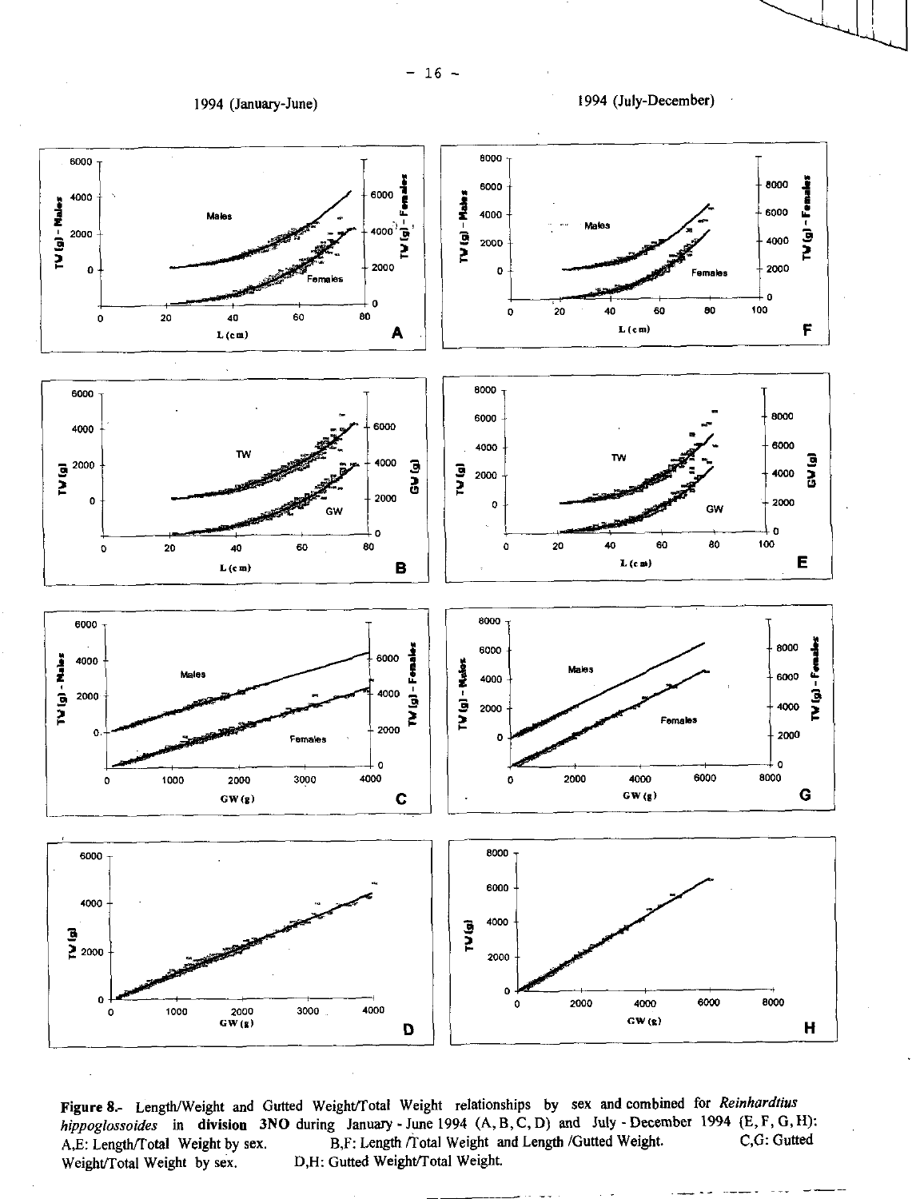1994 (January-June)

1994 (July-December)

**Figure 8.-** Length/Weight and Gutted Weight/Total Weight relationships by sex and combined for *Reinhardtius hippoglossoides* in **division 3NO** during January - June 1994 (A, B, C, D) and July - December 1994 (E, F, G, H): A,E: Length/Total Weight by sex. B,F: Length /Total Weight and Length /Gutted Weight. C,G: Gutted Weight/Total Weight by sex. D,H: Gutted Weight/Total Weight.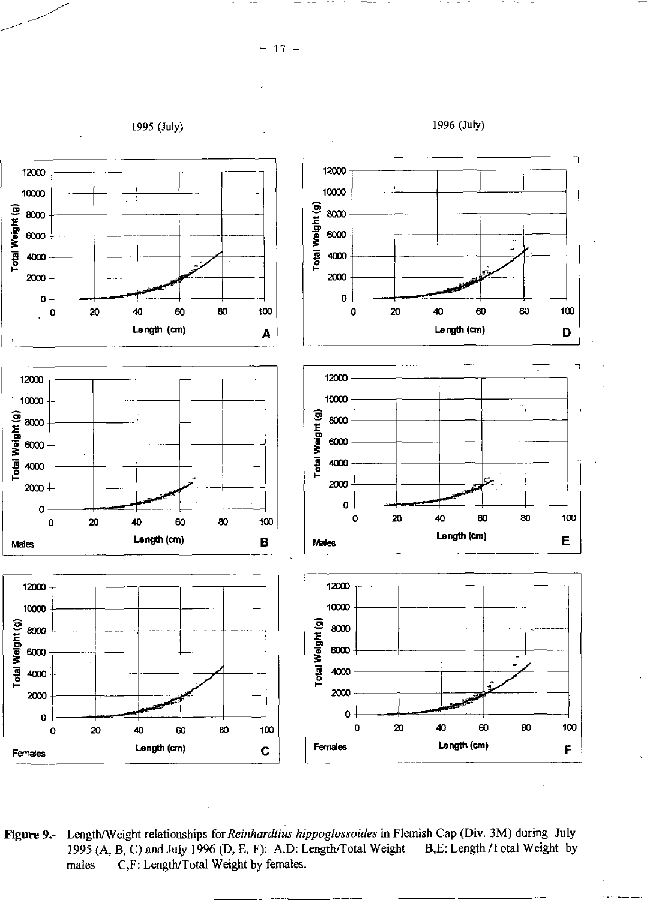1995 (July)

1996 (July)

**Figure 9.-** Length/Weight relationships for *Reinhardtius hippoglossoides* in Flemish Cap (Div. 3M) during July 1995 (A, B, C) and July 1996 (D, E, F): A,D: Length/Total Weight B,E: Length /Total Weight by males C,F: Length/Total Weight by females.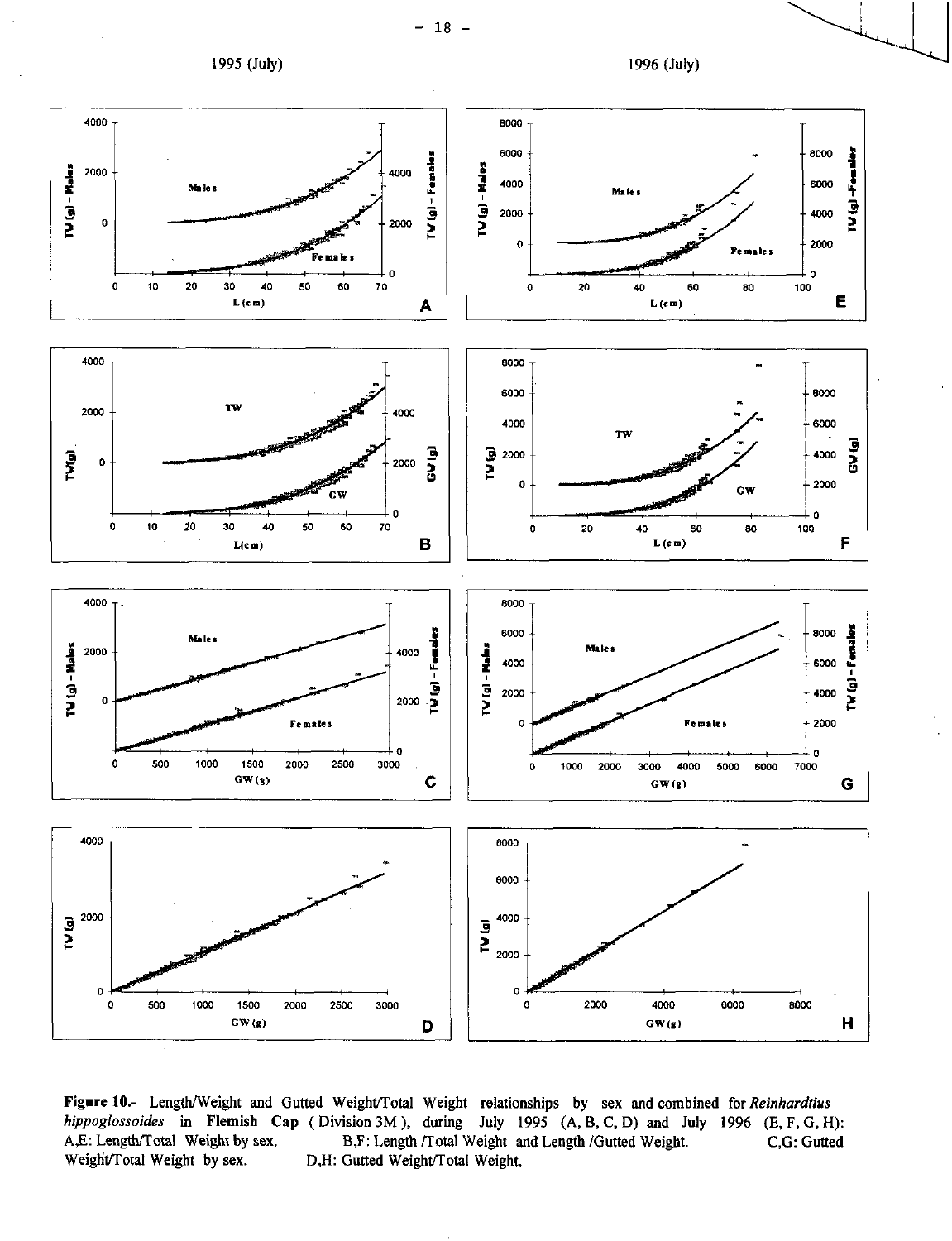1995 (July)

1996 (July)

A

TW (g) - Males
4000
2000
0
Males
TW (g) - Females
4000
2000
0
Females
0 10 20 30 40 50 60 70
L (cm)

E

TW (g) - Males
8000
6000
4000
2000
0
Males
TW (g) -Females
8000
6000
4000
2000
0
Females
0 20 40 60 80 100
L (cm)

B

TW(g)
4000
2000
0
TW
GW (g)
4000
2000
0
GW
0 10 20 30 40 50 60 70
L(cm)

F

TW (g)
8000
6000
4000
2000
0
TW
GW (g)
8000
6000
4000
2000
0
GW
0 20 40 60 80 100
L (cm)

C

TW (g) - Males
4000
2000
0
Males
TW (g) - Females
4000
2000
0
Females
0 500 1000 1500 2000 2500 3000
GW (g)

G

TW (g) - Males
8000
6000
4000
2000
0
Males
TW (g) - Females
8000
6000
4000
2000
0
Females
0 1000 2000 3000 4000 5000 6000 7000
GW (g)

D

TW (g)
4000
2000
0
0 500 1000 1500 2000 2500 3000
GW (g)

H

TW (g)
8000
6000
4000
2000
0
0 2000 4000 6000 8000
GW (g)

**Figure 10.-** Length/Weight and Gutted Weight/Total Weight relationships by sex and combined for *Reinhardtius hippoglossoides* in **Flemish Cap** (Division 3M), during July 1995 (A, B, C, D) and July 1996 (E, F, G, H): A,E: Length/Total Weight by sex. B,F: Length /Total Weight and Length /Gutted Weight. C,G: Gutted Weight/Total Weight by sex. D,H: Gutted Weight/Total Weight.